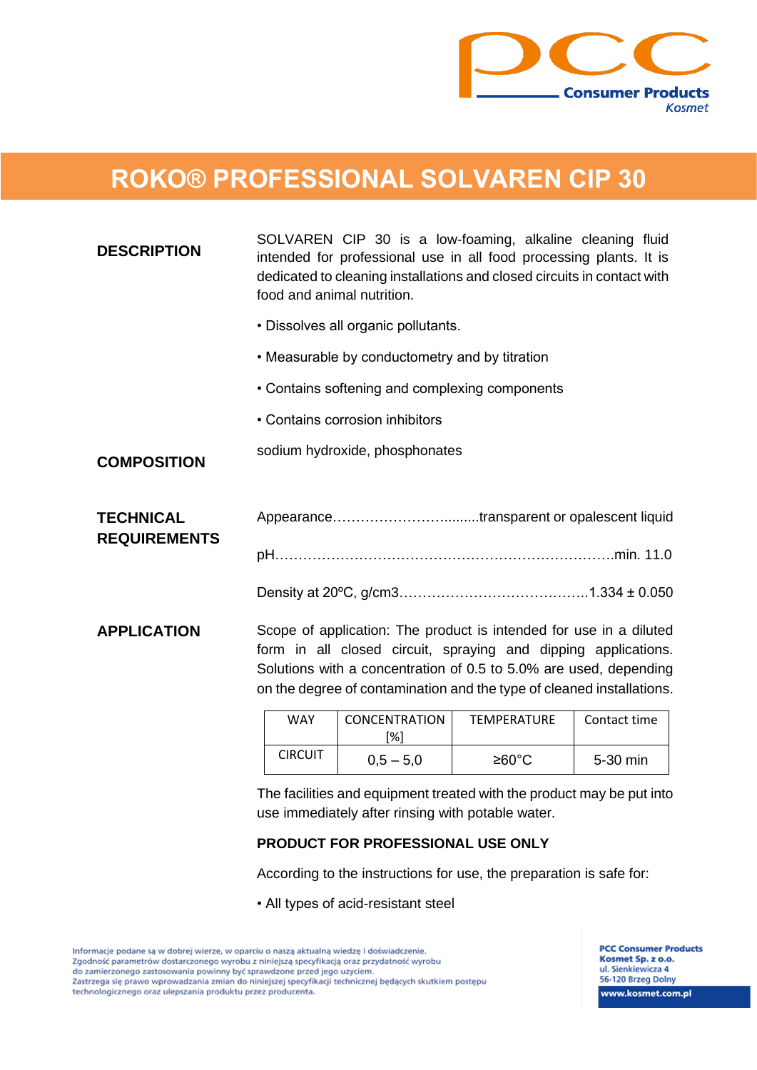# ROKO® PROFESSIONAL SOLVAREN CIP 30

**DESCRIPTION**

SOLVAREN CIP 30 is a low-foaming, alkaline cleaning fluid intended for professional use in all food processing plants. It is dedicated to cleaning installations and closed circuits in contact with food and animal nutrition.

- Dissolves all organic pollutants.
- Measurable by conductometry and by titration
- Contains softening and complexing components
- Contains corrosion inhibitors

**COMPOSITION**

sodium hydroxide, phosphonates

**TECHNICAL REQUIREMENTS**

Appearance…………………….........transparent or opalescent liquid

pH……………………………………………………………….min. 11.0

Density at 20ºC, g/cm3…………………………….…….1.334 ± 0.050

**APPLICATION**

Scope of application: The product is intended for use in a diluted form in all closed circuit, spraying and dipping applications. Solutions with a concentration of 0.5 to 5.0% are used, depending on the degree of contamination and the type of cleaned installations.

| WAY | CONCENTRATION [%] | TEMPERATURE | Contact time |
|---|---|---|---|
| CIRCUIT | 0,5 – 5,0 | ≥60°C | 5-30 min |

The facilities and equipment treated with the product may be put into use immediately after rinsing with potable water.

**PRODUCT FOR PROFESSIONAL USE ONLY**

According to the instructions for use, the preparation is safe for:

- All types of acid-resistant steel

Informacje podane są w dobrej wierze, w oparciu o naszą aktualną wiedzę i doświadczenie.
Zgodność parametrów dostarczonego wyrobu z niniejszą specyfikacją oraz przydatność wyrobu do zamierzonego zastosowania powinny być sprawdzone przed jego użyciem.
Zastrzega się prawo wprowadzania zmian do niniejszej specyfikacji technicznej będących skutkiem postępu technologicznego oraz ulepszania produktu przez producenta.

**PCC Consumer Products Kosmet Sp. z o.o.**
ul. Sienkiewicza 4
56-120 Brzeg Dolny
www.kosmet.com.pl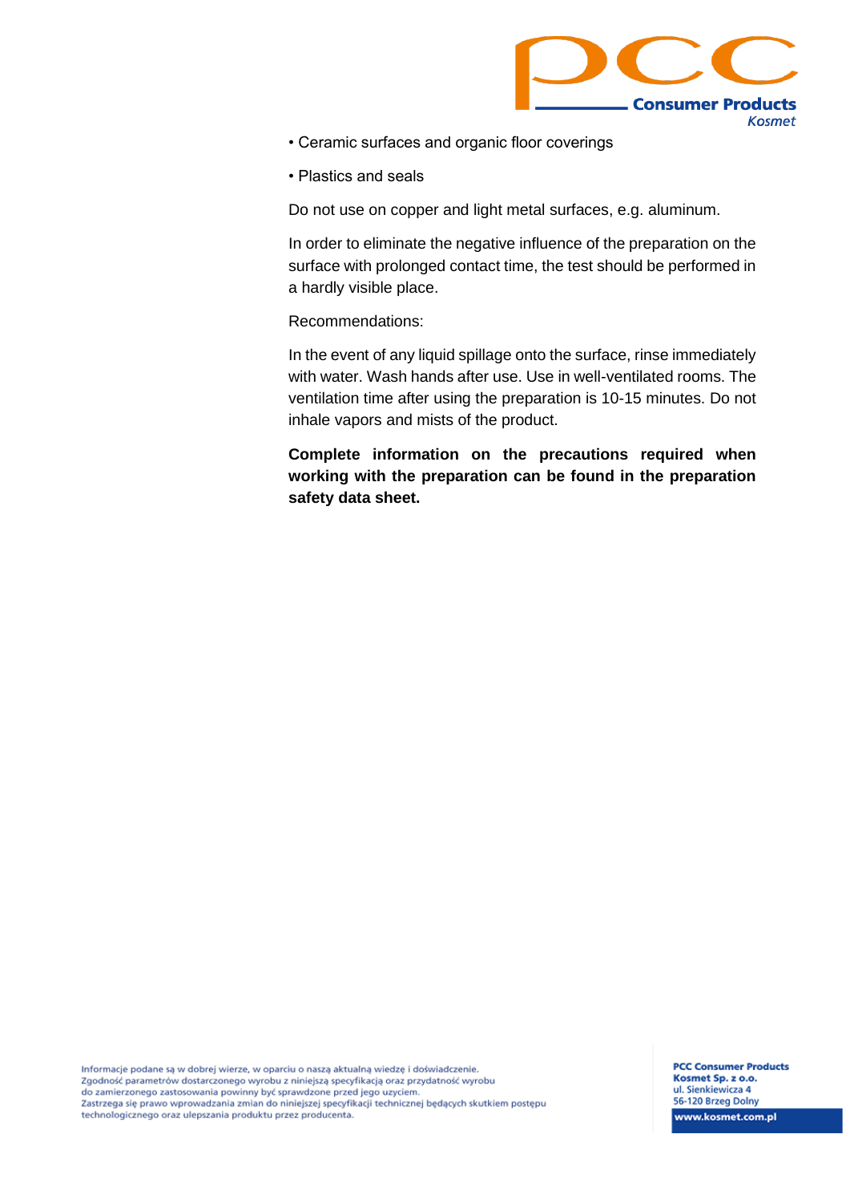- Ceramic surfaces and organic floor coverings
- Plastics and seals

Do not use on copper and light metal surfaces, e.g. aluminum.

In order to eliminate the negative influence of the preparation on the surface with prolonged contact time, the test should be performed in a hardly visible place.

Recommendations:

In the event of any liquid spillage onto the surface, rinse immediately with water. Wash hands after use. Use in well-ventilated rooms. The ventilation time after using the preparation is 10-15 minutes. Do not inhale vapors and mists of the product.

**Complete information on the precautions required when working with the preparation can be found in the preparation safety data sheet.**